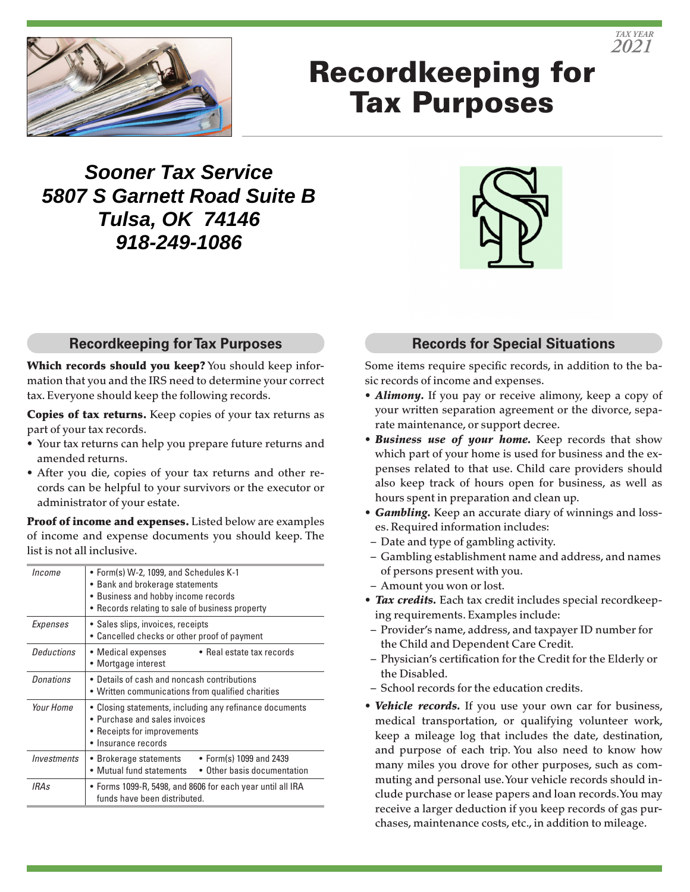TAX YEAR 2021

# Recordkeeping for Tax Purposes

***Sooner Tax Service***
***5807 S Garnett Road Suite B***
***Tulsa, OK 74146***
***918-249-1086***

## Recordkeeping for Tax Purposes

**Which records should you keep?** You should keep information that you and the IRS need to determine your correct tax. Everyone should keep the following records.

**Copies of tax returns.** Keep copies of your tax returns as part of your tax records.

- Your tax returns can help you prepare future returns and amended returns.
- After you die, copies of your tax returns and other records can be helpful to your survivors or the executor or administrator of your estate.

**Proof of income and expenses.** Listed below are examples of income and expense documents you should keep. The list is not all inclusive.

| | |
|---|---|
| *Income* | • Form(s) W-2, 1099, and Schedules K-1<br>• Bank and brokerage statements<br>• Business and hobby income records<br>• Records relating to sale of business property |
| *Expenses* | • Sales slips, invoices, receipts<br>• Cancelled checks or other proof of payment |
| *Deductions* | • Medical expenses<br>• Mortgage interest<br>• Real estate tax records |
| *Donations* | • Details of cash and noncash contributions<br>• Written communications from qualified charities |
| *Your Home* | • Closing statements, including any refinance documents<br>• Purchase and sales invoices<br>• Receipts for improvements<br>• Insurance records |
| *Investments* | • Brokerage statements<br>• Mutual fund statements<br>• Form(s) 1099 and 2439<br>• Other basis documentation |
| *IRAs* | • Forms 1099-R, 5498, and 8606 for each year until all IRA funds have been distributed. |

## Records for Special Situations

Some items require specific records, in addition to the basic records of income and expenses.

- ***Alimony.*** If you pay or receive alimony, keep a copy of your written separation agreement or the divorce, separate maintenance, or support decree.
- ***Business use of your home.*** Keep records that show which part of your home is used for business and the expenses related to that use. Child care providers should also keep track of hours open for business, as well as hours spent in preparation and clean up.
- ***Gambling.*** Keep an accurate diary of winnings and losses. Required information includes:
  - Date and type of gambling activity.
  - Gambling establishment name and address, and names of persons present with you.
  - Amount you won or lost.
- ***Tax credits.*** Each tax credit includes special recordkeeping requirements. Examples include:
  - Provider's name, address, and taxpayer ID number for the Child and Dependent Care Credit.
  - Physician's certification for the Credit for the Elderly or the Disabled.
  - School records for the education credits.
- ***Vehicle records.*** If you use your own car for business, medical transportation, or qualifying volunteer work, keep a mileage log that includes the date, destination, and purpose of each trip. You also need to know how many miles you drove for other purposes, such as commuting and personal use. Your vehicle records should include purchase or lease papers and loan records. You may receive a larger deduction if you keep records of gas purchases, maintenance costs, etc., in addition to mileage.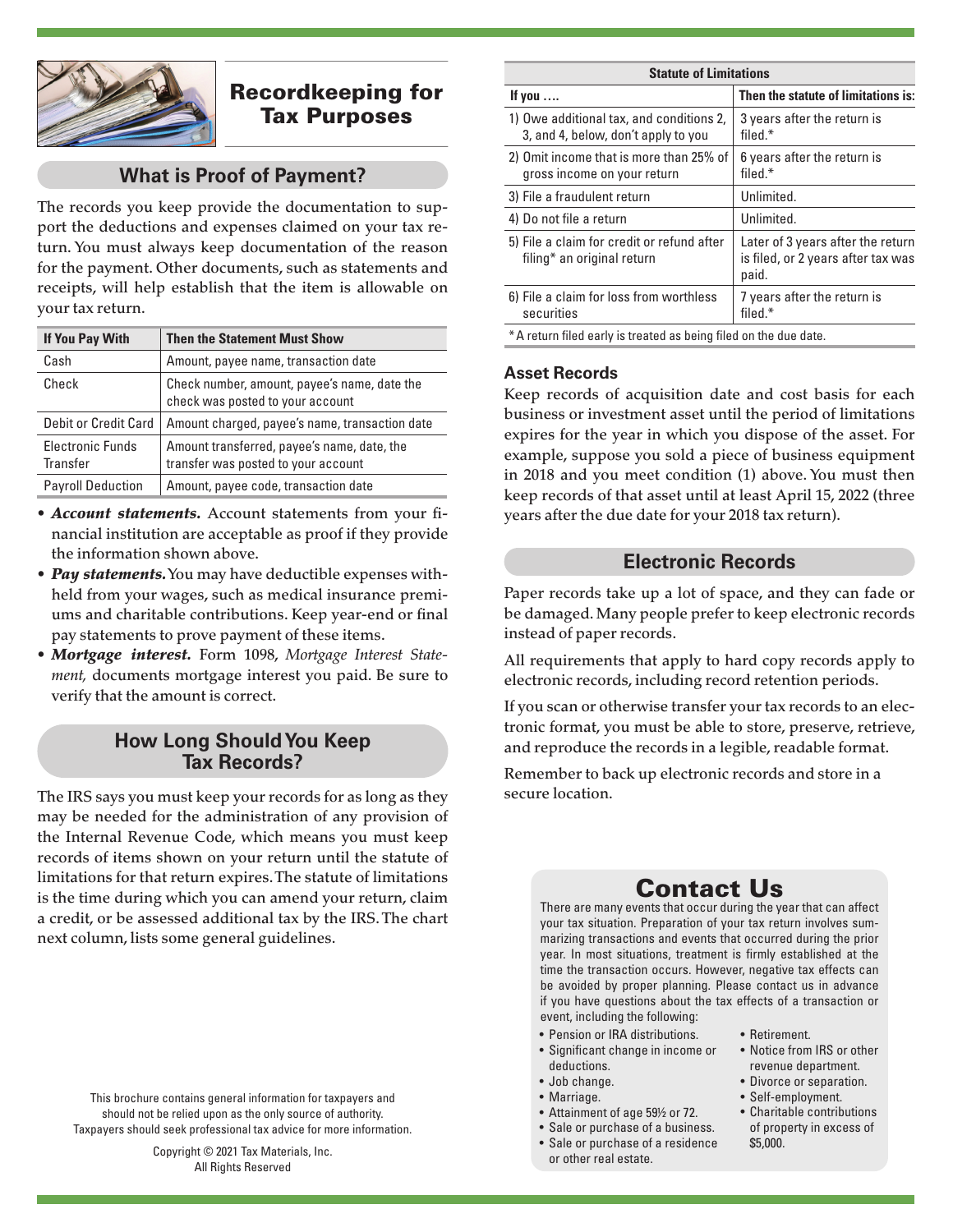# Recordkeeping for Tax Purposes

## What is Proof of Payment?

The records you keep provide the documentation to support the deductions and expenses claimed on your tax return. You must always keep documentation of the reason for the payment. Other documents, such as statements and receipts, will help establish that the item is allowable on your tax return.

| If You Pay With | Then the Statement Must Show |
|---|---|
| Cash | Amount, payee name, transaction date |
| Check | Check number, amount, payee's name, date the check was posted to your account |
| Debit or Credit Card | Amount charged, payee's name, transaction date |
| Electronic Funds Transfer | Amount transferred, payee's name, date, the transfer was posted to your account |
| Payroll Deduction | Amount, payee code, transaction date |

- ***Account statements.*** Account statements from your financial institution are acceptable as proof if they provide the information shown above.
- ***Pay statements.*** You may have deductible expenses withheld from your wages, such as medical insurance premiums and charitable contributions. Keep year-end or final pay statements to prove payment of these items.
- ***Mortgage interest.*** Form 1098, *Mortgage Interest Statement,* documents mortgage interest you paid. Be sure to verify that the amount is correct.

## How Long Should You Keep Tax Records?

The IRS says you must keep your records for as long as they may be needed for the administration of any provision of the Internal Revenue Code, which means you must keep records of items shown on your return until the statute of limitations for that return expires. The statute of limitations is the time during which you can amend your return, claim a credit, or be assessed additional tax by the IRS. The chart next column, lists some general guidelines.

This brochure contains general information for taxpayers and should not be relied upon as the only source of authority. Taxpayers should seek professional tax advice for more information.

Copyright © 2021 Tax Materials, Inc.
All Rights Reserved

**Statute of Limitations**

| If you …. | Then the statute of limitations is: |
|---|---|
| 1) Owe additional tax, and conditions 2, 3, and 4, below, don't apply to you | 3 years after the return is filed.* |
| 2) Omit income that is more than 25% of gross income on your return | 6 years after the return is filed.* |
| 3) File a fraudulent return | Unlimited. |
| 4) Do not file a return | Unlimited. |
| 5) File a claim for credit or refund after filing* an original return | Later of 3 years after the return is filed, or 2 years after tax was paid. |
| 6) File a claim for loss from worthless securities | 7 years after the return is filed.* |

*A return filed early is treated as being filed on the due date.

### Asset Records

Keep records of acquisition date and cost basis for each business or investment asset until the period of limitations expires for the year in which you dispose of the asset. For example, suppose you sold a piece of business equipment in 2018 and you meet condition (1) above. You must then keep records of that asset until at least April 15, 2022 (three years after the due date for your 2018 tax return).

## Electronic Records

Paper records take up a lot of space, and they can fade or be damaged. Many people prefer to keep electronic records instead of paper records.

All requirements that apply to hard copy records apply to electronic records, including record retention periods.

If you scan or otherwise transfer your tax records to an electronic format, you must be able to store, preserve, retrieve, and reproduce the records in a legible, readable format.

Remember to back up electronic records and store in a secure location.

## Contact Us

There are many events that occur during the year that can affect your tax situation. Preparation of your tax return involves summarizing transactions and events that occurred during the prior year. In most situations, treatment is firmly established at the time the transaction occurs. However, negative tax effects can be avoided by proper planning. Please contact us in advance if you have questions about the tax effects of a transaction or event, including the following:

- Pension or IRA distributions.
- Significant change in income or deductions.
- Job change.
- Marriage.
- Attainment of age 59½ or 72.
- Sale or purchase of a business.
- Sale or purchase of a residence or other real estate.
- Retirement.
- Notice from IRS or other revenue department.
- Divorce or separation.
- Self-employment.
- Charitable contributions of property in excess of $5,000.